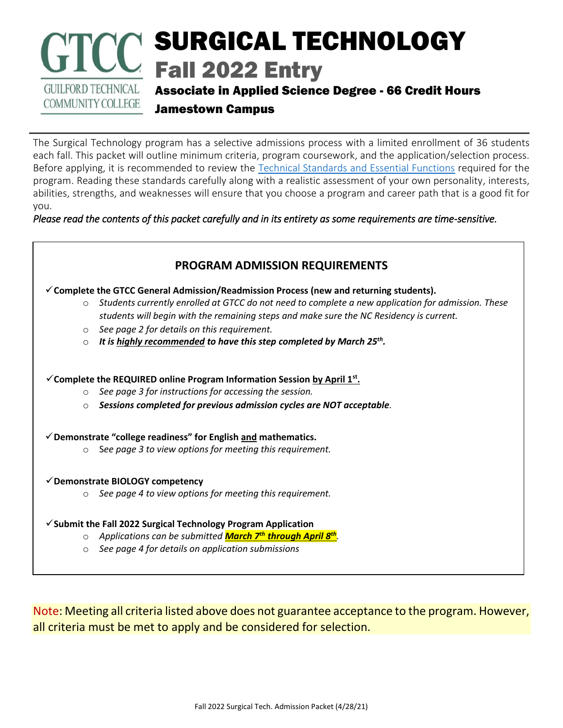# SURGICAL TECHNOLOGY

## Fall 2022 Entry

### Associate in Applied Science Degree - 66 Credit Hours

### Jamestown Campus

GTCC GUILFORD TECHNICAL COMMUNITY COLLEGE

The Surgical Technology program has a selective admissions process with a limited enrollment of 36 students each fall. This packet will outline minimum criteria, program coursework, and the application/selection process. Before applying, it is recommended to review the Technical Standards and Essential Functions required for the program. Reading these standards carefully along with a realistic assessment of your own personality, interests, abilities, strengths, and weaknesses will ensure that you choose a program and career path that is a good fit for you.

*Please read the contents of this packet carefully and in its entirety as some requirements are time-sensitive.*

## PROGRAM ADMISSION REQUIREMENTS

✓ **Complete the GTCC General Admission/Readmission Process (new and returning students).**
- *Students currently enrolled at GTCC do not need to complete a new application for admission. These students will begin with the remaining steps and make sure the NC Residency is current.*
- *See page 2 for details on this requirement.*
- ***It is highly recommended to have this step completed by March 25th.***

✓ **Complete the REQUIRED online Program Information Session by April 1st.**
- *See page 3 for instructions for accessing the session.*
- ***Sessions completed for previous admission cycles are NOT acceptable.***

✓ **Demonstrate "college readiness" for English and mathematics.**
- *See page 3 to view options for meeting this requirement.*

✓ **Demonstrate BIOLOGY competency**
- *See page 4 to view options for meeting this requirement.*

✓ **Submit the Fall 2022 Surgical Technology Program Application**
- *Applications can be submitted **March 7th through April 8th**.*
- *See page 4 for details on application submissions*

Note: Meeting all criteria listed above does not guarantee acceptance to the program. However, all criteria must be met to apply and be considered for selection.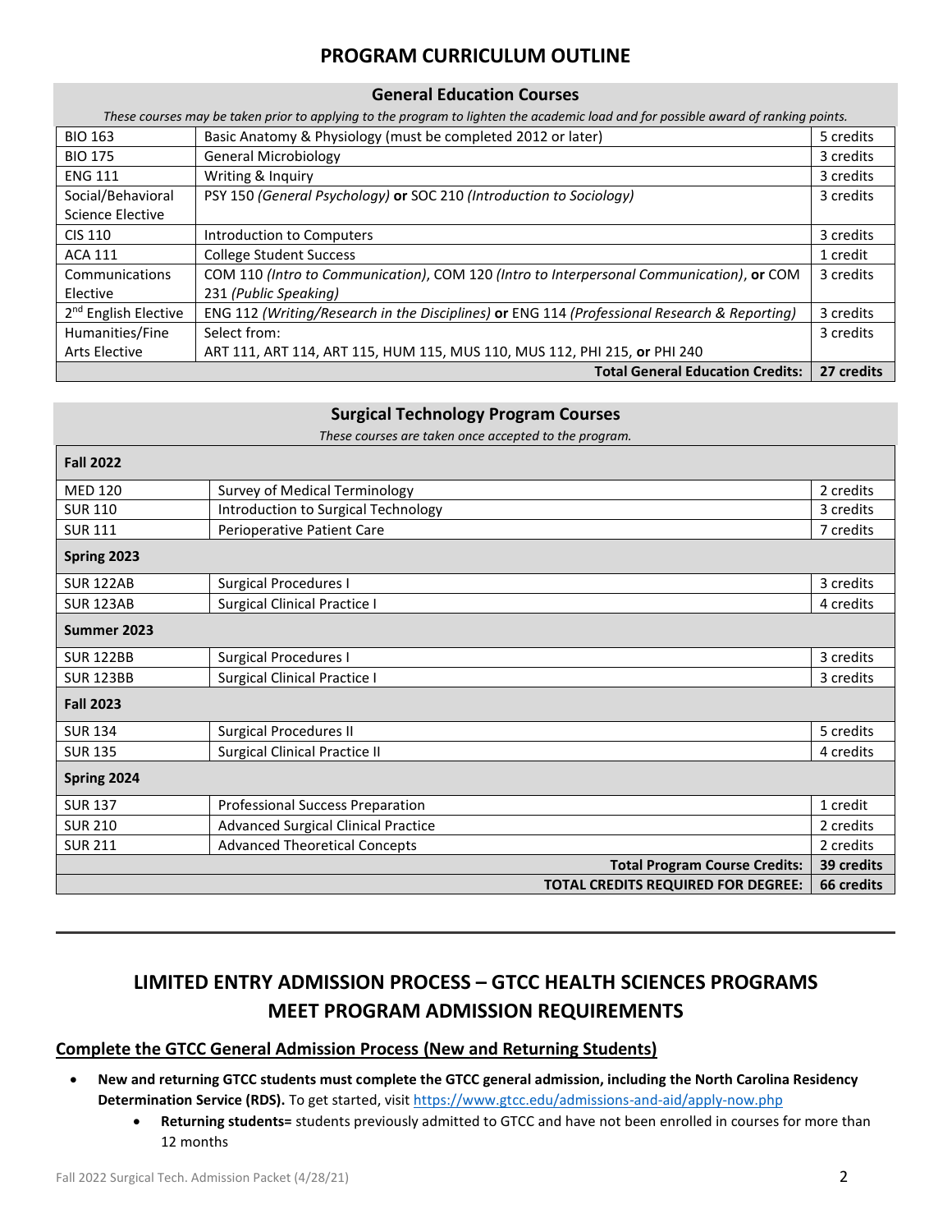# PROGRAM CURRICULUM OUTLINE

| General Education Courses | | |
|---|---|---|
| *These courses may be taken prior to applying to the program to lighten the academic load and for possible award of ranking points.* | | |
| BIO 163 | Basic Anatomy & Physiology (must be completed 2012 or later) | 5 credits |
| BIO 175 | General Microbiology | 3 credits |
| ENG 111 | Writing & Inquiry | 3 credits |
| Social/Behavioral Science Elective | PSY 150 *(General Psychology)* **or** SOC 210 *(Introduction to Sociology)* | 3 credits |
| CIS 110 | Introduction to Computers | 3 credits |
| ACA 111 | College Student Success | 1 credit |
| Communications Elective | COM 110 *(Intro to Communication)*, COM 120 *(Intro to Interpersonal Communication)*, **or** COM 231 *(Public Speaking)* | 3 credits |
| 2nd English Elective | ENG 112 *(Writing/Research in the Disciplines)* **or** ENG 114 *(Professional Research & Reporting)* | 3 credits |
| Humanities/Fine Arts Elective | Select from: ART 111, ART 114, ART 115, HUM 115, MUS 110, MUS 112, PHI 215, **or** PHI 240 | 3 credits |
| | **Total General Education Credits:** | **27 credits** |

| Surgical Technology Program Courses | | |
|---|---|---|
| *These courses are taken once accepted to the program.* | | |
| **Fall 2022** | | |
| MED 120 | Survey of Medical Terminology | 2 credits |
| SUR 110 | Introduction to Surgical Technology | 3 credits |
| SUR 111 | Perioperative Patient Care | 7 credits |
| **Spring 2023** | | |
| SUR 122AB | Surgical Procedures I | 3 credits |
| SUR 123AB | Surgical Clinical Practice I | 4 credits |
| **Summer 2023** | | |
| SUR 122BB | Surgical Procedures I | 3 credits |
| SUR 123BB | Surgical Clinical Practice I | 3 credits |
| **Fall 2023** | | |
| SUR 134 | Surgical Procedures II | 5 credits |
| SUR 135 | Surgical Clinical Practice II | 4 credits |
| **Spring 2024** | | |
| SUR 137 | Professional Success Preparation | 1 credit |
| SUR 210 | Advanced Surgical Clinical Practice | 2 credits |
| SUR 211 | Advanced Theoretical Concepts | 2 credits |
| | **Total Program Course Credits:** | **39 credits** |
| | **TOTAL CREDITS REQUIRED FOR DEGREE:** | **66 credits** |

---

# LIMITED ENTRY ADMISSION PROCESS – GTCC HEALTH SCIENCES PROGRAMS
# MEET PROGRAM ADMISSION REQUIREMENTS

## Complete the GTCC General Admission Process (New and Returning Students)

- **New and returning GTCC students must complete the GTCC general admission, including the North Carolina Residency Determination Service (RDS).** To get started, visit https://www.gtcc.edu/admissions-and-aid/apply-now.php
    - **Returning students=** students previously admitted to GTCC and have not been enrolled in courses for more than 12 months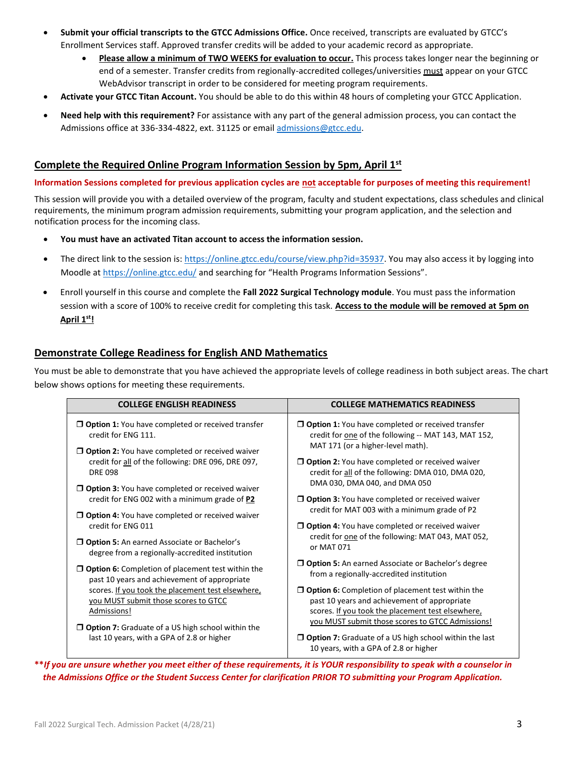- **Submit your official transcripts to the GTCC Admissions Office.** Once received, transcripts are evaluated by GTCC's Enrollment Services staff. Approved transfer credits will be added to your academic record as appropriate.
    - **Please allow a minimum of TWO WEEKS for evaluation to occur.** This process takes longer near the beginning or end of a semester. Transfer credits from regionally-accredited colleges/universities must appear on your GTCC WebAdvisor transcript in order to be considered for meeting program requirements.
- **Activate your GTCC Titan Account.** You should be able to do this within 48 hours of completing your GTCC Application.
- **Need help with this requirement?** For assistance with any part of the general admission process, you can contact the Admissions office at 336-334-4822, ext. 31125 or email admissions@gtcc.edu.

## Complete the Required Online Program Information Session by 5pm, April 1st

**Information Sessions completed for previous application cycles are not acceptable for purposes of meeting this requirement!**

This session will provide you with a detailed overview of the program, faculty and student expectations, class schedules and clinical requirements, the minimum program admission requirements, submitting your program application, and the selection and notification process for the incoming class.

- **You must have an activated Titan account to access the information session.**
- The direct link to the session is: https://online.gtcc.edu/course/view.php?id=35937. You may also access it by logging into Moodle at https://online.gtcc.edu/ and searching for "Health Programs Information Sessions".
- Enroll yourself in this course and complete the **Fall 2022 Surgical Technology module**. You must pass the information session with a score of 100% to receive credit for completing this task. **Access to the module will be removed at 5pm on April 1st!**

## Demonstrate College Readiness for English AND Mathematics

You must be able to demonstrate that you have achieved the appropriate levels of college readiness in both subject areas. The chart below shows options for meeting these requirements.

| COLLEGE ENGLISH READINESS | COLLEGE MATHEMATICS READINESS |
|---|---|
| ❒ **Option 1:** You have completed or received transfer credit for ENG 111. | ❒ **Option 1:** You have completed or received transfer credit for one of the following -- MAT 143, MAT 152, MAT 171 (or a higher-level math). |
| ❒ **Option 2:** You have completed or received waiver credit for all of the following: DRE 096, DRE 097, DRE 098 | ❒ **Option 2:** You have completed or received waiver credit for all of the following: DMA 010, DMA 020, DMA 030, DMA 040, and DMA 050 |
| ❒ **Option 3:** You have completed or received waiver credit for ENG 002 with a minimum grade of **P2** | ❒ **Option 3:** You have completed or received waiver credit for MAT 003 with a minimum grade of P2 |
| ❒ **Option 4:** You have completed or received waiver credit for ENG 011 | ❒ **Option 4:** You have completed or received waiver credit for one of the following: MAT 043, MAT 052, or MAT 071 |
| ❒ **Option 5:** An earned Associate or Bachelor's degree from a regionally-accredited institution | ❒ **Option 5:** An earned Associate or Bachelor's degree from a regionally-accredited institution |
| ❒ **Option 6:** Completion of placement test within the past 10 years and achievement of appropriate scores. If you took the placement test elsewhere, you MUST submit those scores to GTCC Admissions! | ❒ **Option 6:** Completion of placement test within the past 10 years and achievement of appropriate scores. If you took the placement test elsewhere, you MUST submit those scores to GTCC Admissions! |
| ❒ **Option 7:** Graduate of a US high school within the last 10 years, with a GPA of 2.8 or higher | ❒ **Option 7:** Graduate of a US high school within the last 10 years, with a GPA of 2.8 or higher |

***\*\*If you are unsure whether you meet either of these requirements, it is YOUR responsibility to speak with a counselor in the Admissions Office or the Student Success Center for clarification PRIOR TO submitting your Program Application.***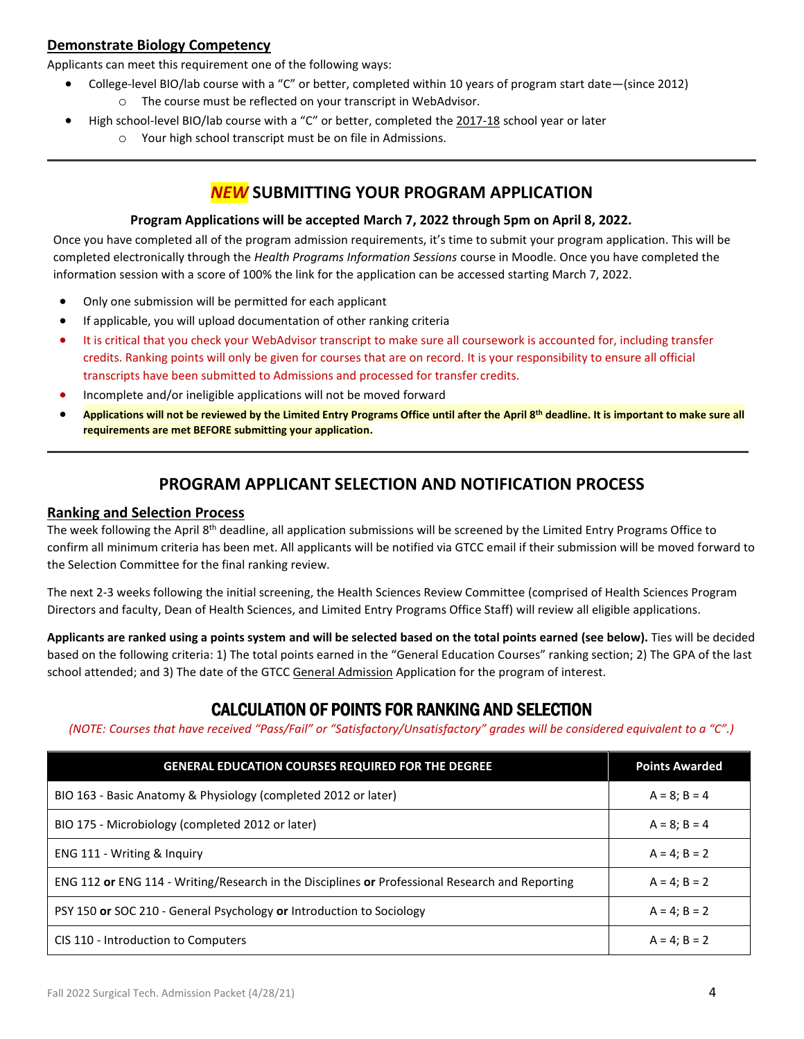### Demonstrate Biology Competency

Applicants can meet this requirement one of the following ways:

- College-level BIO/lab course with a "C" or better, completed within 10 years of program start date—(since 2012)
  - The course must be reflected on your transcript in WebAdvisor.
- High school-level BIO/lab course with a "C" or better, completed the 2017-18 school year or later
  - Your high school transcript must be on file in Admissions.

## *NEW* SUBMITTING YOUR PROGRAM APPLICATION

**Program Applications will be accepted March 7, 2022 through 5pm on April 8, 2022.**

Once you have completed all of the program admission requirements, it's time to submit your program application. This will be completed electronically through the *Health Programs Information Sessions* course in Moodle. Once you have completed the information session with a score of 100% the link for the application can be accessed starting March 7, 2022.

- Only one submission will be permitted for each applicant
- If applicable, you will upload documentation of other ranking criteria
- It is critical that you check your WebAdvisor transcript to make sure all coursework is accounted for, including transfer credits. Ranking points will only be given for courses that are on record. It is your responsibility to ensure all official transcripts have been submitted to Admissions and processed for transfer credits.
- Incomplete and/or ineligible applications will not be moved forward
- **Applications will not be reviewed by the Limited Entry Programs Office until after the April 8th deadline. It is important to make sure all requirements are met BEFORE submitting your application.**

## PROGRAM APPLICANT SELECTION AND NOTIFICATION PROCESS

### Ranking and Selection Process

The week following the April 8th deadline, all application submissions will be screened by the Limited Entry Programs Office to confirm all minimum criteria has been met. All applicants will be notified via GTCC email if their submission will be moved forward to the Selection Committee for the final ranking review.

The next 2-3 weeks following the initial screening, the Health Sciences Review Committee (comprised of Health Sciences Program Directors and faculty, Dean of Health Sciences, and Limited Entry Programs Office Staff) will review all eligible applications.

**Applicants are ranked using a points system and will be selected based on the total points earned (see below).** Ties will be decided based on the following criteria: 1) The total points earned in the "General Education Courses" ranking section; 2) The GPA of the last school attended; and 3) The date of the GTCC General Admission Application for the program of interest.

## CALCULATION OF POINTS FOR RANKING AND SELECTION

*(NOTE: Courses that have received "Pass/Fail" or "Satisfactory/Unsatisfactory" grades will be considered equivalent to a "C".)*

| GENERAL EDUCATION COURSES REQUIRED FOR THE DEGREE | Points Awarded |
|---|---|
| BIO 163 - Basic Anatomy & Physiology (completed 2012 or later) | A = 8; B = 4 |
| BIO 175 - Microbiology (completed 2012 or later) | A = 8; B = 4 |
| ENG 111 - Writing & Inquiry | A = 4; B = 2 |
| ENG 112 **or** ENG 114 - Writing/Research in the Disciplines **or** Professional Research and Reporting | A = 4; B = 2 |
| PSY 150 **or** SOC 210 - General Psychology **or** Introduction to Sociology | A = 4; B = 2 |
| CIS 110 - Introduction to Computers | A = 4; B = 2 |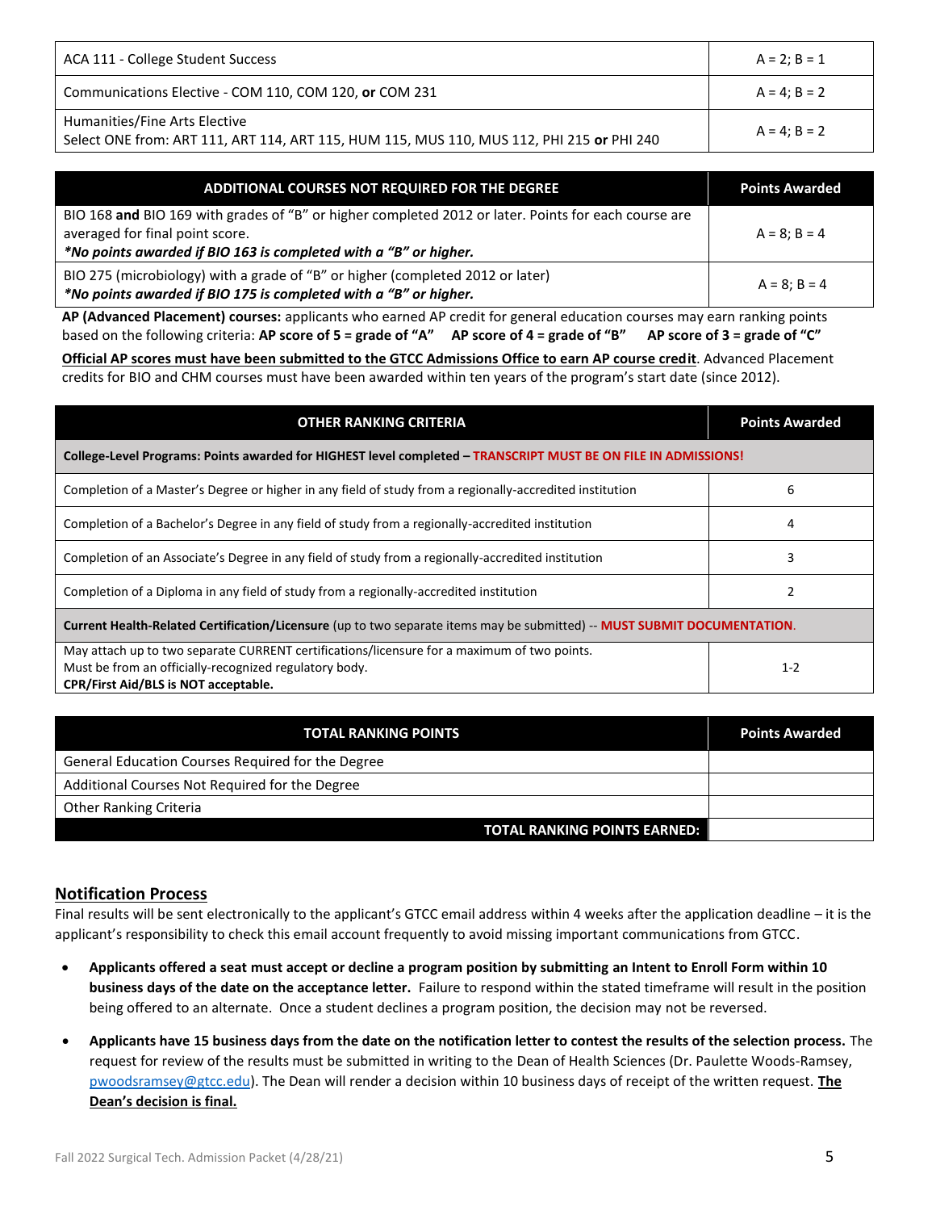| | |
|---|---|
| ACA 111 - College Student Success | A = 2; B = 1 |
| Communications Elective - COM 110, COM 120, **or** COM 231 | A = 4; B = 2 |
| Humanities/Fine Arts Elective<br>Select ONE from: ART 111, ART 114, ART 115, HUM 115, MUS 110, MUS 112, PHI 215 **or** PHI 240 | A = 4; B = 2 |

| ADDITIONAL COURSES NOT REQUIRED FOR THE DEGREE | Points Awarded |
|---|---|
| BIO 168 **and** BIO 169 with grades of "B" or higher completed 2012 or later. Points for each course are averaged for final point score.<br>***No points awarded if BIO 163 is completed with a "B" or higher.*** | A = 8; B = 4 |
| BIO 275 (microbiology) with a grade of "B" or higher (completed 2012 or later)<br>***No points awarded if BIO 175 is completed with a "B" or higher.*** | A = 8; B = 4 |

**AP (Advanced Placement) courses:** applicants who earned AP credit for general education courses may earn ranking points based on the following criteria: **AP score of 5 = grade of "A"** **AP score of 4 = grade of "B"** **AP score of 3 = grade of "C"**

**Official AP scores must have been submitted to the GTCC Admissions Office to earn AP course credit**. Advanced Placement credits for BIO and CHM courses must have been awarded within ten years of the program's start date (since 2012).

| OTHER RANKING CRITERIA | Points Awarded |
|---|---|
| **College-Level Programs: Points awarded for HIGHEST level completed – TRANSCRIPT MUST BE ON FILE IN ADMISSIONS!** | |
| Completion of a Master's Degree or higher in any field of study from a regionally-accredited institution | 6 |
| Completion of a Bachelor's Degree in any field of study from a regionally-accredited institution | 4 |
| Completion of an Associate's Degree in any field of study from a regionally-accredited institution | 3 |
| Completion of a Diploma in any field of study from a regionally-accredited institution | 2 |
| **Current Health-Related Certification/Licensure** (up to two separate items may be submitted) -- **MUST SUBMIT DOCUMENTATION.** | |
| May attach up to two separate CURRENT certifications/licensure for a maximum of two points.<br>Must be from an officially-recognized regulatory body.<br>**CPR/First Aid/BLS is NOT acceptable.** | 1-2 |

| TOTAL RANKING POINTS | Points Awarded |
|---|---|
| General Education Courses Required for the Degree | |
| Additional Courses Not Required for the Degree | |
| Other Ranking Criteria | |
| **TOTAL RANKING POINTS EARNED:** | |

## Notification Process

Final results will be sent electronically to the applicant's GTCC email address within 4 weeks after the application deadline – it is the applicant's responsibility to check this email account frequently to avoid missing important communications from GTCC.

- **Applicants offered a seat must accept or decline a program position by submitting an Intent to Enroll Form within 10 business days of the date on the acceptance letter.** Failure to respond within the stated timeframe will result in the position being offered to an alternate. Once a student declines a program position, the decision may not be reversed.
- **Applicants have 15 business days from the date on the notification letter to contest the results of the selection process.** The request for review of the results must be submitted in writing to the Dean of Health Sciences (Dr. Paulette Woods-Ramsey, pwoodsramsey@gtcc.edu). The Dean will render a decision within 10 business days of receipt of the written request. **The Dean's decision is final.**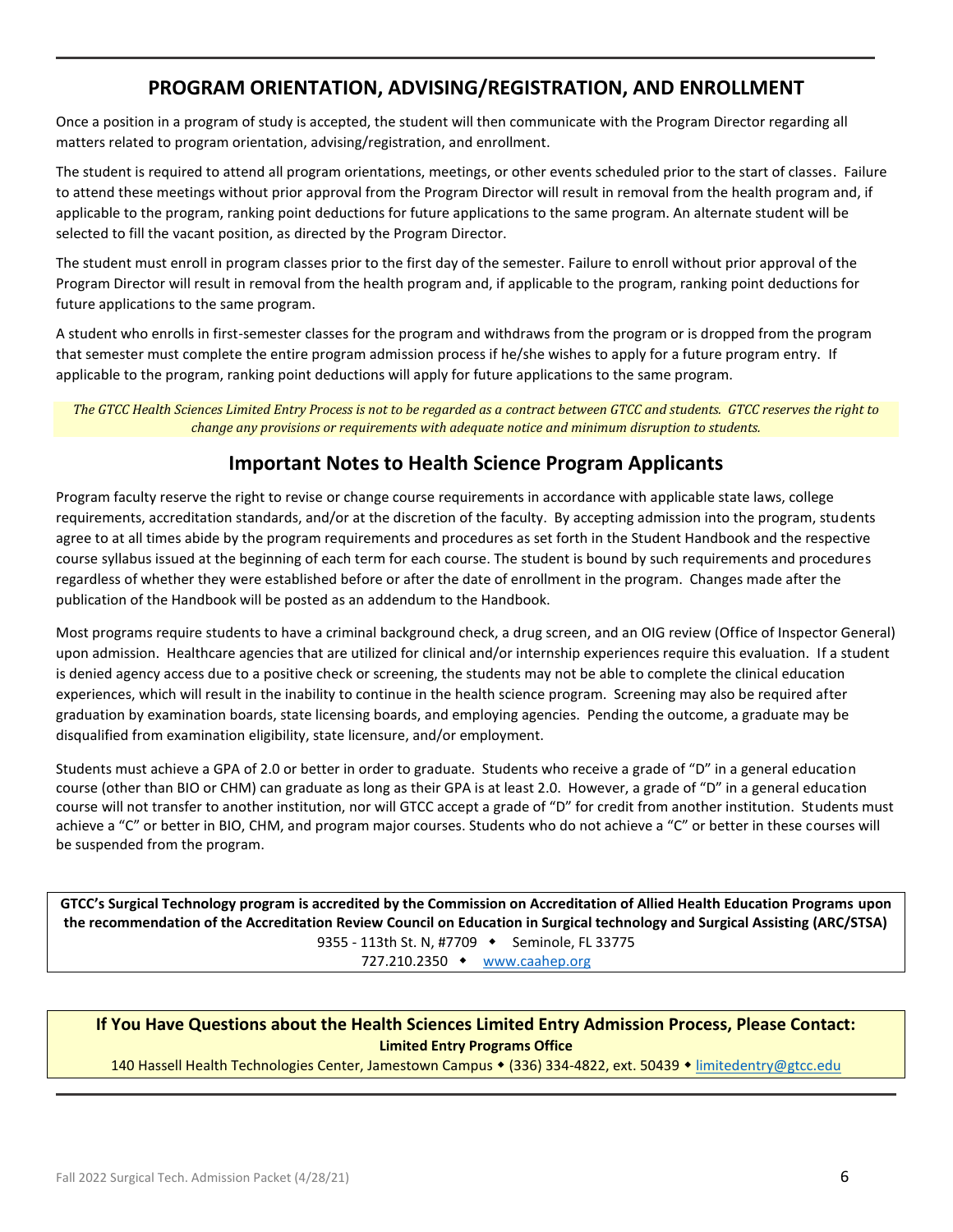## PROGRAM ORIENTATION, ADVISING/REGISTRATION, AND ENROLLMENT

Once a position in a program of study is accepted, the student will then communicate with the Program Director regarding all matters related to program orientation, advising/registration, and enrollment.

The student is required to attend all program orientations, meetings, or other events scheduled prior to the start of classes. Failure to attend these meetings without prior approval from the Program Director will result in removal from the health program and, if applicable to the program, ranking point deductions for future applications to the same program. An alternate student will be selected to fill the vacant position, as directed by the Program Director.

The student must enroll in program classes prior to the first day of the semester. Failure to enroll without prior approval of the Program Director will result in removal from the health program and, if applicable to the program, ranking point deductions for future applications to the same program.

A student who enrolls in first-semester classes for the program and withdraws from the program or is dropped from the program that semester must complete the entire program admission process if he/she wishes to apply for a future program entry. If applicable to the program, ranking point deductions will apply for future applications to the same program.

*The GTCC Health Sciences Limited Entry Process is not to be regarded as a contract between GTCC and students. GTCC reserves the right to change any provisions or requirements with adequate notice and minimum disruption to students.*

## Important Notes to Health Science Program Applicants

Program faculty reserve the right to revise or change course requirements in accordance with applicable state laws, college requirements, accreditation standards, and/or at the discretion of the faculty. By accepting admission into the program, students agree to at all times abide by the program requirements and procedures as set forth in the Student Handbook and the respective course syllabus issued at the beginning of each term for each course. The student is bound by such requirements and procedures regardless of whether they were established before or after the date of enrollment in the program. Changes made after the publication of the Handbook will be posted as an addendum to the Handbook.

Most programs require students to have a criminal background check, a drug screen, and an OIG review (Office of Inspector General) upon admission. Healthcare agencies that are utilized for clinical and/or internship experiences require this evaluation. If a student is denied agency access due to a positive check or screening, the students may not be able to complete the clinical education experiences, which will result in the inability to continue in the health science program. Screening may also be required after graduation by examination boards, state licensing boards, and employing agencies. Pending the outcome, a graduate may be disqualified from examination eligibility, state licensure, and/or employment.

Students must achieve a GPA of 2.0 or better in order to graduate. Students who receive a grade of "D" in a general education course (other than BIO or CHM) can graduate as long as their GPA is at least 2.0. However, a grade of "D" in a general education course will not transfer to another institution, nor will GTCC accept a grade of "D" for credit from another institution. Students must achieve a "C" or better in BIO, CHM, and program major courses. Students who do not achieve a "C" or better in these courses will be suspended from the program.

**GTCC's Surgical Technology program is accredited by the Commission on Accreditation of Allied Health Education Programs upon the recommendation of the Accreditation Review Council on Education in Surgical technology and Surgical Assisting (ARC/STSA)**
9355 - 113th St. N, #7709 ◆ Seminole, FL 33775
727.210.2350 ◆ www.caahep.org

**If You Have Questions about the Health Sciences Limited Entry Admission Process, Please Contact:**
**Limited Entry Programs Office**
140 Hassell Health Technologies Center, Jamestown Campus ◆ (336) 334-4822, ext. 50439 ◆ limitedentry@gtcc.edu